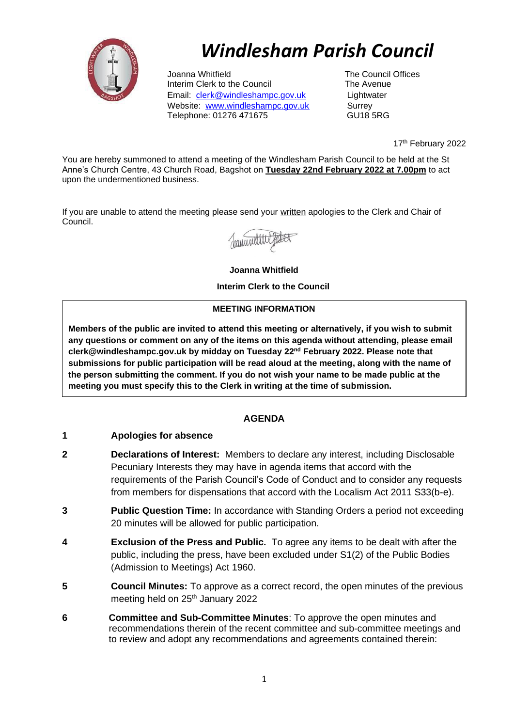# Windlesham Parish Council

Joanna Whitfield
Interim Clerk to the Council
Email: clerk@windleshampc.gov.uk
Website: www.windleshampc.gov.uk
Telephone: 01276 471675

The Council Offices
The Avenue
Lightwater
Surrey
GU18 5RG

17th February 2022

You are hereby summoned to attend a meeting of the Windlesham Parish Council to be held at the St Anne's Church Centre, 43 Church Road, Bagshot on **Tuesday 22nd February 2022 at 7.00pm** to act upon the undermentioned business.

If you are unable to attend the meeting please send your written apologies to the Clerk and Chair of Council.

**Joanna Whitfield**

**Interim Clerk to the Council**

**MEETING INFORMATION**

**Members of the public are invited to attend this meeting or alternatively, if you wish to submit any questions or comment on any of the items on this agenda without attending, please email clerk@windleshampc.gov.uk by midday on Tuesday 22nd February 2022. Please note that submissions for public participation will be read aloud at the meeting, along with the name of the person submitting the comment. If you do not wish your name to be made public at the meeting you must specify this to the Clerk in writing at the time of submission.**

## AGENDA

**1** **Apologies for absence**

**2** **Declarations of Interest:** Members to declare any interest, including Disclosable Pecuniary Interests they may have in agenda items that accord with the requirements of the Parish Council's Code of Conduct and to consider any requests from members for dispensations that accord with the Localism Act 2011 S33(b-e).

**3** **Public Question Time:** In accordance with Standing Orders a period not exceeding 20 minutes will be allowed for public participation.

**4** **Exclusion of the Press and Public.** To agree any items to be dealt with after the public, including the press, have been excluded under S1(2) of the Public Bodies (Admission to Meetings) Act 1960.

**5** **Council Minutes:** To approve as a correct record, the open minutes of the previous meeting held on 25th January 2022

**6** **Committee and Sub-Committee Minutes**: To approve the open minutes and recommendations therein of the recent committee and sub-committee meetings and to review and adopt any recommendations and agreements contained therein: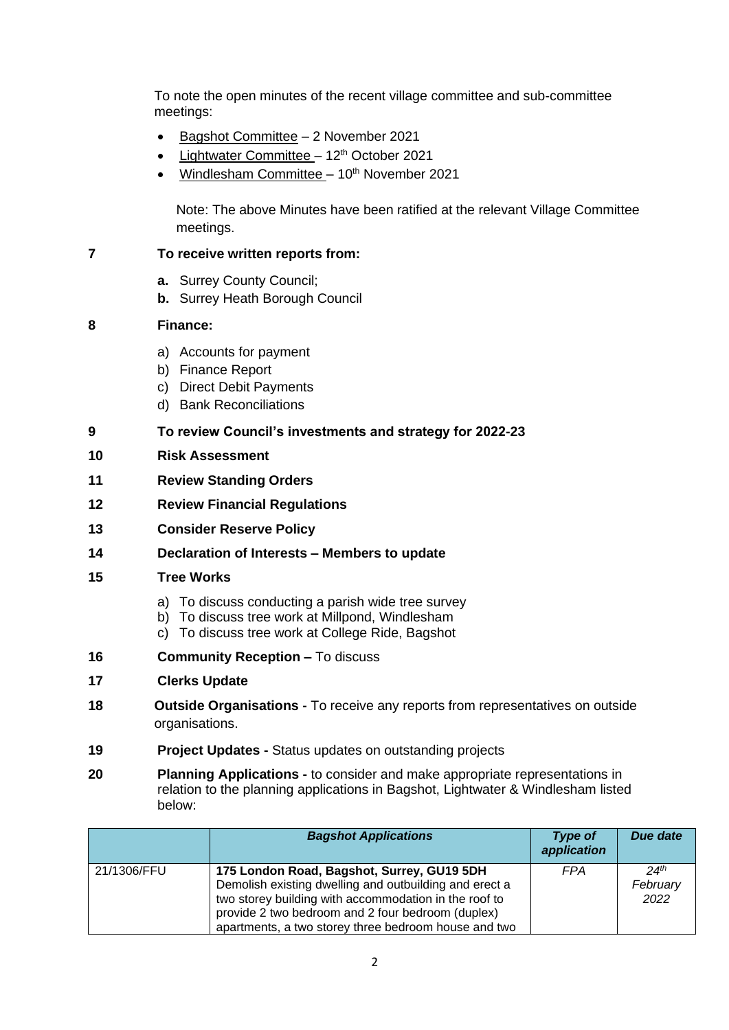To note the open minutes of the recent village committee and sub-committee meetings:

- Bagshot Committee – 2 November 2021
- Lightwater Committee – 12th October 2021
- Windlesham Committee – 10th November 2021

Note: The above Minutes have been ratified at the relevant Village Committee meetings.

**7 To receive written reports from:**

- **a.** Surrey County Council;
- **b.** Surrey Heath Borough Council

**8 Finance:**

- a) Accounts for payment
- b) Finance Report
- c) Direct Debit Payments
- d) Bank Reconciliations

**9 To review Council's investments and strategy for 2022-23**

**10 Risk Assessment**

**11 Review Standing Orders**

**12 Review Financial Regulations**

**13 Consider Reserve Policy**

**14 Declaration of Interests – Members to update**

**15 Tree Works**

- a) To discuss conducting a parish wide tree survey
- b) To discuss tree work at Millpond, Windlesham
- c) To discuss tree work at College Ride, Bagshot

**16 Community Reception –** To discuss

**17 Clerks Update**

**18 Outside Organisations -** To receive any reports from representatives on outside organisations.

**19 Project Updates -** Status updates on outstanding projects

**20 Planning Applications -** to consider and make appropriate representations in relation to the planning applications in Bagshot, Lightwater & Windlesham listed below:

| | ***Bagshot Applications*** | ***Type of application*** | ***Due date*** |
|---|---|---|---|
| 21/1306/FFU | **175 London Road, Bagshot, Surrey, GU19 5DH** Demolish existing dwelling and outbuilding and erect a two storey building with accommodation in the roof to provide 2 two bedroom and 2 four bedroom (duplex) apartments, a two storey three bedroom house and two | *FPA* | *24th February 2022* |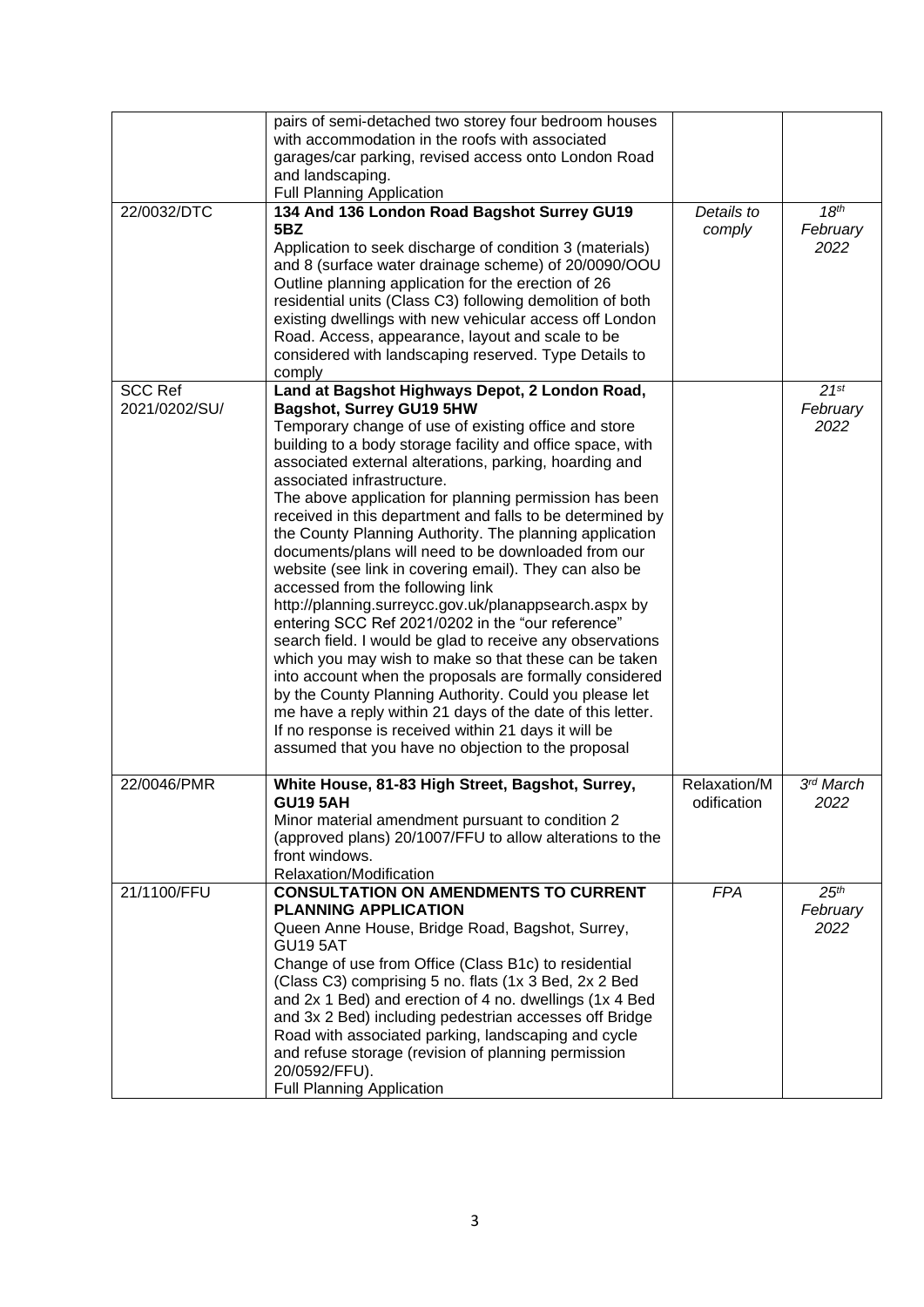| | | | |
|---|---|---|---|
| | pairs of semi-detached two storey four bedroom houses with accommodation in the roofs with associated garages/car parking, revised access onto London Road and landscaping.<br>Full Planning Application | | |
| 22/0032/DTC | **134 And 136 London Road Bagshot Surrey GU19 5BZ**<br>Application to seek discharge of condition 3 (materials) and 8 (surface water drainage scheme) of 20/0090/OOU Outline planning application for the erection of 26 residential units (Class C3) following demolition of both existing dwellings with new vehicular access off London Road. Access, appearance, layout and scale to be considered with landscaping reserved. Type Details to comply | *Details to comply* | *18th February 2022* |
| SCC Ref 2021/0202/SU/ | **Land at Bagshot Highways Depot, 2 London Road, Bagshot, Surrey GU19 5HW**<br>Temporary change of use of existing office and store building to a body storage facility and office space, with associated external alterations, parking, hoarding and associated infrastructure.<br>The above application for planning permission has been received in this department and falls to be determined by the County Planning Authority. The planning application documents/plans will need to be downloaded from our website (see link in covering email). They can also be accessed from the following link http://planning.surreycc.gov.uk/planappsearch.aspx by entering SCC Ref 2021/0202 in the "our reference" search field. I would be glad to receive any observations which you may wish to make so that these can be taken into account when the proposals are formally considered by the County Planning Authority. Could you please let me have a reply within 21 days of the date of this letter. If no response is received within 21 days it will be assumed that you have no objection to the proposal | | *21st February 2022* |
| 22/0046/PMR | **White House, 81-83 High Street, Bagshot, Surrey, GU19 5AH**<br>Minor material amendment pursuant to condition 2 (approved plans) 20/1007/FFU to allow alterations to the front windows.<br>Relaxation/Modification | Relaxation/Modification | *3rd March 2022* |
| 21/1100/FFU | **CONSULTATION ON AMENDMENTS TO CURRENT PLANNING APPLICATION**<br>Queen Anne House, Bridge Road, Bagshot, Surrey, GU19 5AT<br>Change of use from Office (Class B1c) to residential (Class C3) comprising 5 no. flats (1x 3 Bed, 2x 2 Bed and 2x 1 Bed) and erection of 4 no. dwellings (1x 4 Bed and 3x 2 Bed) including pedestrian accesses off Bridge Road with associated parking, landscaping and cycle and refuse storage (revision of planning permission 20/0592/FFU).<br>Full Planning Application | *FPA* | *25th February 2022* |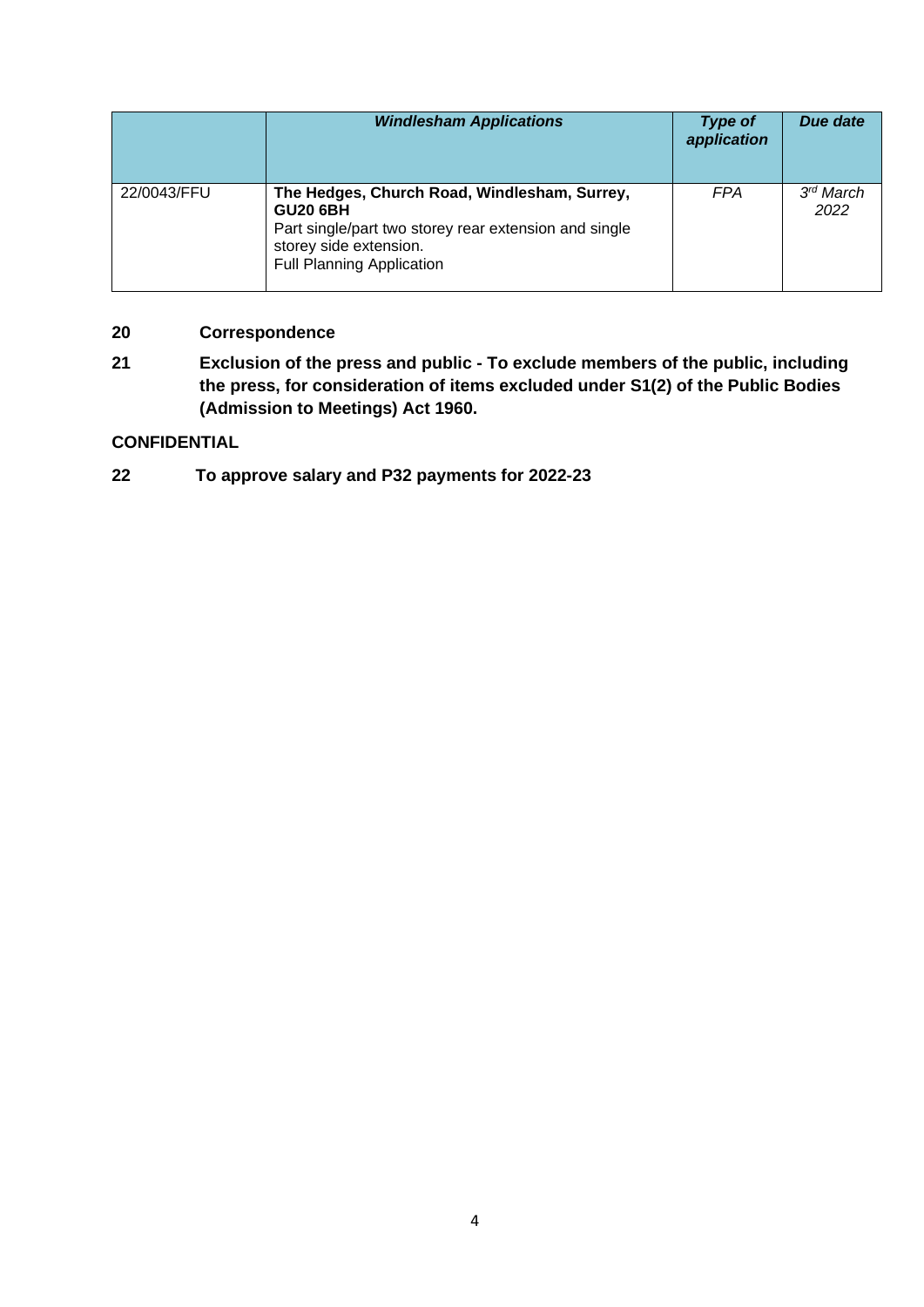| | ***Windlesham Applications*** | ***Type of application*** | ***Due date*** |
|---|---|---|---|
| 22/0043/FFU | **The Hedges, Church Road, Windlesham, Surrey, GU20 6BH**<br>Part single/part two storey rear extension and single storey side extension.<br>Full Planning Application | *FPA* | *3rd March 2022* |

**20 Correspondence**

**21 Exclusion of the press and public - To exclude members of the public, including the press, for consideration of items excluded under S1(2) of the Public Bodies (Admission to Meetings) Act 1960.**

**CONFIDENTIAL**

**22 To approve salary and P32 payments for 2022-23**